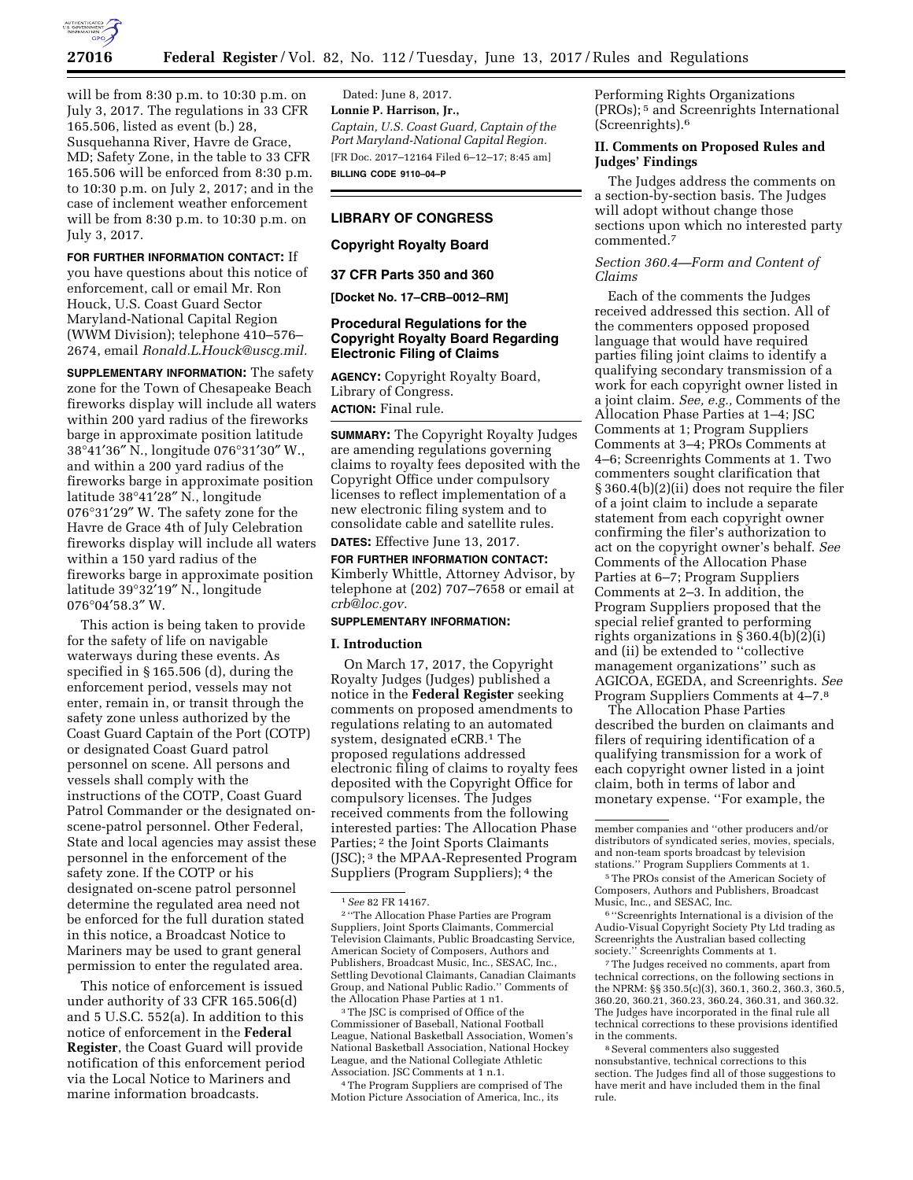will be from 8:30 p.m. to 10:30 p.m. on July 3, 2017. The regulations in 33 CFR 165.506, listed as event (b.) 28, Susquehanna River, Havre de Grace, MD; Safety Zone, in the table to 33 CFR 165.506 will be enforced from 8:30 p.m. to 10:30 p.m. on July 2, 2017; and in the case of inclement weather enforcement will be from 8:30 p.m. to 10:30 p.m. on July 3, 2017.

**FOR FURTHER INFORMATION CONTACT:** If you have questions about this notice of enforcement, call or email Mr. Ron Houck, U.S. Coast Guard Sector Maryland-National Capital Region (WWM Division); telephone 410–576–2674, email *Ronald.L.Houck@uscg.mil.*

**SUPPLEMENTARY INFORMATION:** The safety zone for the Town of Chesapeake Beach fireworks display will include all waters within 200 yard radius of the fireworks barge in approximate position latitude 38°41′36″ N., longitude 076°31′30″ W., and within a 200 yard radius of the fireworks barge in approximate position latitude 38°41′28″ N., longitude 076°31′29″ W. The safety zone for the Havre de Grace 4th of July Celebration fireworks display will include all waters within a 150 yard radius of the fireworks barge in approximate position latitude 39°32′19″ N., longitude 076°04′58.3″ W.

This action is being taken to provide for the safety of life on navigable waterways during these events. As specified in § 165.506 (d), during the enforcement period, vessels may not enter, remain in, or transit through the safety zone unless authorized by the Coast Guard Captain of the Port (COTP) or designated Coast Guard patrol personnel on scene. All persons and vessels shall comply with the instructions of the COTP, Coast Guard Patrol Commander or the designated on-scene-patrol personnel. Other Federal, State and local agencies may assist these personnel in the enforcement of the safety zone. If the COTP or his designated on-scene patrol personnel determine the regulated area need not be enforced for the full duration stated in this notice, a Broadcast Notice to Mariners may be used to grant general permission to enter the regulated area.

This notice of enforcement is issued under authority of 33 CFR 165.506(d) and 5 U.S.C. 552(a). In addition to this notice of enforcement in the **Federal Register**, the Coast Guard will provide notification of this enforcement period via the Local Notice to Mariners and marine information broadcasts.

Dated: June 8, 2017.

**Lonnie P. Harrison, Jr.,**

*Captain, U.S. Coast Guard, Captain of the Port Maryland-National Capital Region.*

[FR Doc. 2017–12164 Filed 6–12–17; 8:45 am]

**BILLING CODE 9110–04–P**

## LIBRARY OF CONGRESS

### Copyright Royalty Board

### 37 CFR Parts 350 and 360

**[Docket No. 17–CRB–0012–RM]**

### Procedural Regulations for the Copyright Royalty Board Regarding Electronic Filing of Claims

**AGENCY:** Copyright Royalty Board, Library of Congress.

**ACTION:** Final rule.

**SUMMARY:** The Copyright Royalty Judges are amending regulations governing claims to royalty fees deposited with the Copyright Office under compulsory licenses to reflect implementation of a new electronic filing system and to consolidate cable and satellite rules.

**DATES:** Effective June 13, 2017.

**FOR FURTHER INFORMATION CONTACT:** Kimberly Whittle, Attorney Advisor, by telephone at (202) 707–7658 or email at *crb@loc.gov.*

**SUPPLEMENTARY INFORMATION:**

#### I. Introduction

On March 17, 2017, the Copyright Royalty Judges (Judges) published a notice in the **Federal Register** seeking comments on proposed amendments to regulations relating to an automated system, designated eCRB.[1] The proposed regulations addressed electronic filing of claims to royalty fees deposited with the Copyright Office for compulsory licenses. The Judges received comments from the following interested parties: The Allocation Phase Parties;[2] the Joint Sports Claimants (JSC);[3] the MPAA-Represented Program Suppliers (Program Suppliers);[4] the Performing Rights Organizations (PROs);[5] and Screenrights International (Screenrights).[6]

#### II. Comments on Proposed Rules and Judges' Findings

The Judges address the comments on a section-by-section basis. The Judges will adopt without change those sections upon which no interested party commented.[7]

*Section 360.4—Form and Content of Claims*

Each of the comments the Judges received addressed this section. All of the commenters opposed proposed language that would have required parties filing joint claims to identify a qualifying secondary transmission of a work for each copyright owner listed in a joint claim. *See, e.g.,* Comments of the Allocation Phase Parties at 1–4; JSC Comments at 1; Program Suppliers Comments at 3–4; PROs Comments at 4–6; Screenrights Comments at 1. Two commenters sought clarification that § 360.4(b)(2)(ii) does not require the filer of a joint claim to include a separate statement from each copyright owner confirming the filer's authorization to act on the copyright owner's behalf. *See* Comments of the Allocation Phase Parties at 6–7; Program Suppliers Comments at 2–3. In addition, the Program Suppliers proposed that the special relief granted to performing rights organizations in § 360.4(b)(2)(i) and (ii) be extended to ''collective management organizations'' such as AGICOA, EGEDA, and Screenrights. *See* Program Suppliers Comments at 4–7.[8]

The Allocation Phase Parties described the burden on claimants and filers of requiring identification of a qualifying transmission for a work of each copyright owner listed in a joint claim, both in terms of labor and monetary expense. ''For example, the

---

[1] *See* 82 FR 14167.

[2] ''The Allocation Phase Parties are Program Suppliers, Joint Sports Claimants, Commercial Television Claimants, Public Broadcasting Service, American Society of Composers, Authors and Publishers, Broadcast Music, Inc., SESAC, Inc., Settling Devotional Claimants, Canadian Claimants Group, and National Public Radio.'' Comments of the Allocation Phase Parties at 1 n1.

[3] The JSC is comprised of Office of the Commissioner of Baseball, National Football League, National Basketball Association, Women's National Basketball Association, National Hockey League, and the National Collegiate Athletic Association. JSC Comments at 1 n.1.

[4] The Program Suppliers are comprised of The Motion Picture Association of America, Inc., its member companies and ''other producers and/or distributors of syndicated series, movies, specials, and non-team sports broadcast by television stations.'' Program Suppliers Comments at 1.

[5] The PROs consist of the American Society of Composers, Authors and Publishers, Broadcast Music, Inc., and SESAC, Inc.

[6] ''Screenrights International is a division of the Audio-Visual Copyright Society Pty Ltd trading as Screenrights the Australian based collecting society.'' Screenrights Comments at 1.

[7] The Judges received no comments, apart from technical corrections, on the following sections in the NPRM: §§ 350.5(c)(3), 360.1, 360.2, 360.3, 360.5, 360.20, 360.21, 360.23, 360.24, 360.31, and 360.32. The Judges have incorporated in the final rule all technical corrections to these provisions identified in the comments.

[8] Several commenters also suggested nonsubstantive, technical corrections to this section. The Judges find all of those suggestions to have merit and have included them in the final rule.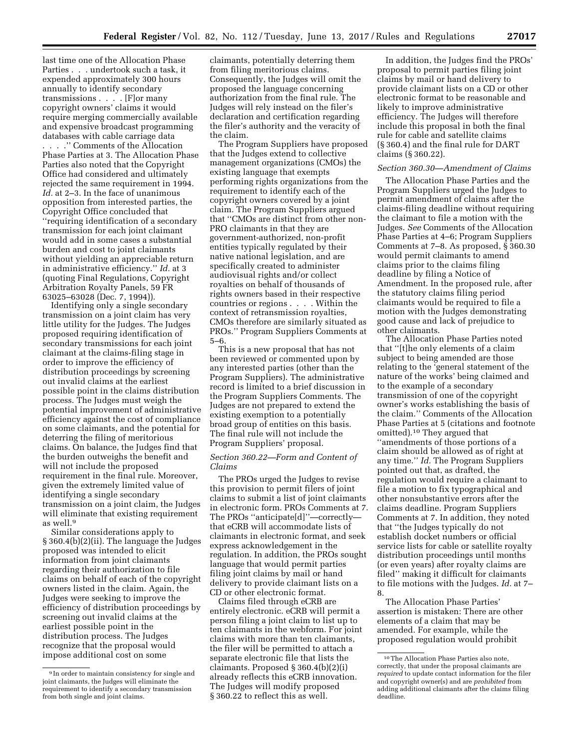last time one of the Allocation Phase Parties . . . undertook such a task, it expended approximately 300 hours annually to identify secondary transmissions . . . . [F]or many copyright owners' claims it would require merging commercially available and expensive broadcast programming databases with cable carriage data . . . .'' Comments of the Allocation Phase Parties at 3. The Allocation Phase Parties also noted that the Copyright Office had considered and ultimately rejected the same requirement in 1994. *Id.* at 2–3. In the face of unanimous opposition from interested parties, the Copyright Office concluded that ''requiring identification of a secondary transmission for each joint claimant would add in some cases a substantial burden and cost to joint claimants without yielding an appreciable return in administrative efficiency.'' *Id.* at 3 (quoting Final Regulations, Copyright Arbitration Royalty Panels, 59 FR 63025–63028 (Dec. 7, 1994)).

Identifying only a single secondary transmission on a joint claim has very little utility for the Judges. The Judges proposed requiring identification of secondary transmissions for each joint claimant at the claims-filing stage in order to improve the efficiency of distribution proceedings by screening out invalid claims at the earliest possible point in the claims distribution process. The Judges must weigh the potential improvement of administrative efficiency against the cost of compliance on some claimants, and the potential for deterring the filing of meritorious claims. On balance, the Judges find that the burden outweighs the benefit and will not include the proposed requirement in the final rule. Moreover, given the extremely limited value of identifying a single secondary transmission on a joint claim, the Judges will eliminate that existing requirement as well.[9]

Similar considerations apply to § 360.4(b)(2)(ii). The language the Judges proposed was intended to elicit information from joint claimants regarding their authorization to file claims on behalf of each of the copyright owners listed in the claim. Again, the Judges were seeking to improve the efficiency of distribution proceedings by screening out invalid claims at the earliest possible point in the distribution process. The Judges recognize that the proposal would impose additional cost on some claimants, potentially deterring them from filing meritorious claims. Consequently, the Judges will omit the proposed the language concerning authorization from the final rule. The Judges will rely instead on the filer's declaration and certification regarding the filer's authority and the veracity of the claim.

The Program Suppliers have proposed that the Judges extend to collective management organizations (CMOs) the existing language that exempts performing rights organizations from the requirement to identify each of the copyright owners covered by a joint claim. The Program Suppliers argued that ''CMOs are distinct from other non-PRO claimants in that they are government-authorized, non-profit entities typically regulated by their native national legislation, and are specifically created to administer audiovisual rights and/or collect royalties on behalf of thousands of rights owners based in their respective countries or regions . . . . Within the context of retransmission royalties, CMOs therefore are similarly situated as PROs.'' Program Suppliers Comments at 5–6.

This is a new proposal that has not been reviewed or commented upon by any interested parties (other than the Program Suppliers). The administrative record is limited to a brief discussion in the Program Suppliers Comments. The Judges are not prepared to extend the existing exemption to a potentially broad group of entities on this basis. The final rule will not include the Program Suppliers' proposal.

*Section 360.22—Form and Content of Claims*

The PROs urged the Judges to revise this provision to permit filers of joint claims to submit a list of joint claimants in electronic form. PROs Comments at 7. The PROs ''anticipate[d]''—correctly—that eCRB will accommodate lists of claimants in electronic format, and seek express acknowledgement in the regulation. In addition, the PROs sought language that would permit parties filing joint claims by mail or hand delivery to provide claimant lists on a CD or other electronic format.

Claims filed through eCRB are entirely electronic. eCRB will permit a person filing a joint claim to list up to ten claimants in the webform. For joint claims with more than ten claimants, the filer will be permitted to attach a separate electronic file that lists the claimants. Proposed § 360.4(b)(2)(i) already reflects this eCRB innovation. The Judges will modify proposed § 360.22 to reflect this as well.

In addition, the Judges find the PROs' proposal to permit parties filing joint claims by mail or hand delivery to provide claimant lists on a CD or other electronic format to be reasonable and likely to improve administrative efficiency. The Judges will therefore include this proposal in both the final rule for cable and satellite claims (§ 360.4) and the final rule for DART claims (§ 360.22).

*Section 360.30—Amendment of Claims*

The Allocation Phase Parties and the Program Suppliers urged the Judges to permit amendment of claims after the claims-filing deadline without requiring the claimant to file a motion with the Judges. *See* Comments of the Allocation Phase Parties at 4–6; Program Suppliers Comments at 7–8. As proposed, § 360.30 would permit claimants to amend claims prior to the claims filing deadline by filing a Notice of Amendment. In the proposed rule, after the statutory claims filing period claimants would be required to file a motion with the Judges demonstrating good cause and lack of prejudice to other claimants.

The Allocation Phase Parties noted that ''[t]he only elements of a claim subject to being amended are those relating to the 'general statement of the nature of the works' being claimed and to the example of a secondary transmission of one of the copyright owner's works establishing the basis of the claim.'' Comments of the Allocation Phase Parties at 5 (citations and footnote omitted).[10] They argued that ''amendments of those portions of a claim should be allowed as of right at any time.'' *Id.* The Program Suppliers pointed out that, as drafted, the regulation would require a claimant to file a motion to fix typographical and other nonsubstantive errors after the claims deadline. Program Suppliers Comments at 7. In addition, they noted that ''the Judges typically do not establish docket numbers or official service lists for cable or satellite royalty distribution proceedings until months (or even years) after royalty claims are filed'' making it difficult for claimants to file motions with the Judges. *Id.* at 7–8.

The Allocation Phase Parties' assertion is mistaken: There are other elements of a claim that may be amended. For example, while the proposed regulation would prohibit

---

[9] In order to maintain consistency for single and joint claimants, the Judges will eliminate the requirement to identify a secondary transmission from both single and joint claims.

[10] The Allocation Phase Parties also note, correctly, that under the proposal claimants are *required* to update contact information for the filer and copyright owner(s) and are *prohibited* from adding additional claimants after the claims filing deadline.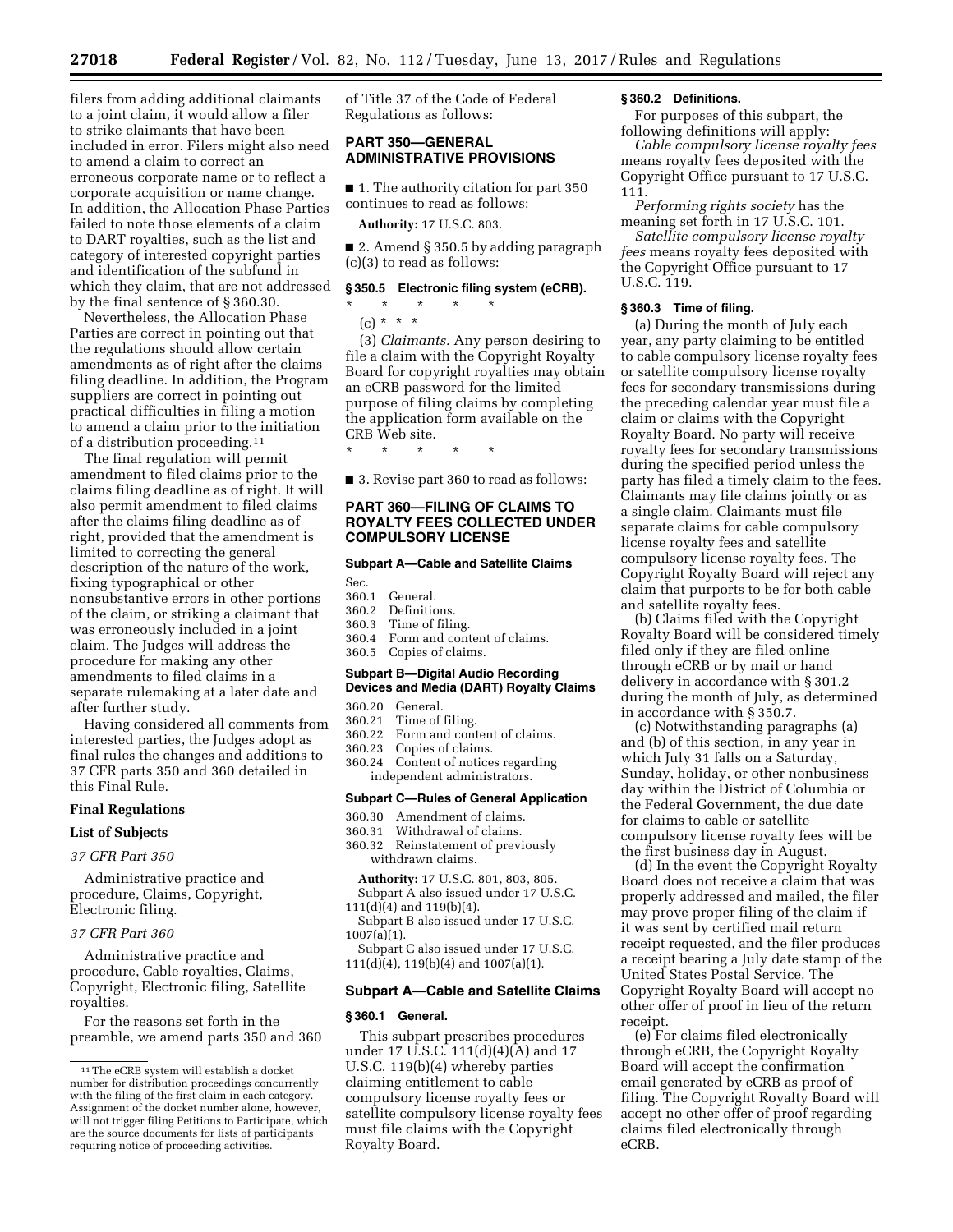filers from adding additional claimants to a joint claim, it would allow a filer to strike claimants that have been included in error. Filers might also need to amend a claim to correct an erroneous corporate name or to reflect a corporate acquisition or name change. In addition, the Allocation Phase Parties failed to note those elements of a claim to DART royalties, such as the list and category of interested copyright parties and identification of the subfund in which they claim, that are not addressed by the final sentence of § 360.30.

Nevertheless, the Allocation Phase Parties are correct in pointing out that the regulations should allow certain amendments as of right after the claims filing deadline. In addition, the Program suppliers are correct in pointing out practical difficulties in filing a motion to amend a claim prior to the initiation of a distribution proceeding.[11]

The final regulation will permit amendment to filed claims prior to the claims filing deadline as of right. It will also permit amendment to filed claims after the claims filing deadline as of right, provided that the amendment is limited to correcting the general description of the nature of the work, fixing typographical or other nonsubstantive errors in other portions of the claim, or striking a claimant that was erroneously included in a joint claim. The Judges will address the procedure for making any other amendments to filed claims in a separate rulemaking at a later date and after further study.

Having considered all comments from interested parties, the Judges adopt as final rules the changes and additions to 37 CFR parts 350 and 360 detailed in this Final Rule.

**Final Regulations**

**List of Subjects**

*37 CFR Part 350*

Administrative practice and procedure, Claims, Copyright, Electronic filing.

*37 CFR Part 360*

Administrative practice and procedure, Cable royalties, Claims, Copyright, Electronic filing, Satellite royalties.

For the reasons set forth in the preamble, we amend parts 350 and 360 of Title 37 of the Code of Federal Regulations as follows:

## PART 350—GENERAL ADMINISTRATIVE PROVISIONS

■ 1. The authority citation for part 350 continues to read as follows:

**Authority:** 17 U.S.C. 803.

■ 2. Amend § 350.5 by adding paragraph (c)(3) to read as follows:

### § 350.5 Electronic filing system (eCRB).

\* \* \* \* \*

(c) \* \* \*

(3) *Claimants.* Any person desiring to file a claim with the Copyright Royalty Board for copyright royalties may obtain an eCRB password for the limited purpose of filing claims by completing the application form available on the CRB Web site.

\* \* \* \* \*

■ 3. Revise part 360 to read as follows:

## PART 360—FILING OF CLAIMS TO ROYALTY FEES COLLECTED UNDER COMPULSORY LICENSE

**Subpart A—Cable and Satellite Claims**

Sec.
360.1 General.
360.2 Definitions.
360.3 Time of filing.
360.4 Form and content of claims.
360.5 Copies of claims.

**Subpart B—Digital Audio Recording Devices and Media (DART) Royalty Claims**

360.20 General.
360.21 Time of filing.
360.22 Form and content of claims.
360.23 Copies of claims.
360.24 Content of notices regarding independent administrators.

**Subpart C—Rules of General Application**

360.30 Amendment of claims.
360.31 Withdrawal of claims.
360.32 Reinstatement of previously withdrawn claims.

**Authority:** 17 U.S.C. 801, 803, 805.
Subpart A also issued under 17 U.S.C. 111(d)(4) and 119(b)(4).
Subpart B also issued under 17 U.S.C. 1007(a)(1).
Subpart C also issued under 17 U.S.C. 111(d)(4), 119(b)(4) and 1007(a)(1).

### Subpart A—Cable and Satellite Claims

### § 360.1 General.

This subpart prescribes procedures under 17 U.S.C. 111(d)(4)(A) and 17 U.S.C. 119(b)(4) whereby parties claiming entitlement to cable compulsory license royalty fees or satellite compulsory license royalty fees must file claims with the Copyright Royalty Board.

### § 360.2 Definitions.

For purposes of this subpart, the following definitions will apply:

*Cable compulsory license royalty fees* means royalty fees deposited with the Copyright Office pursuant to 17 U.S.C. 111.

*Performing rights society* has the meaning set forth in 17 U.S.C. 101.

*Satellite compulsory license royalty fees* means royalty fees deposited with the Copyright Office pursuant to 17 U.S.C. 119.

### § 360.3 Time of filing.

(a) During the month of July each year, any party claiming to be entitled to cable compulsory license royalty fees or satellite compulsory license royalty fees for secondary transmissions during the preceding calendar year must file a claim or claims with the Copyright Royalty Board. No party will receive royalty fees for secondary transmissions during the specified period unless the party has filed a timely claim to the fees. Claimants may file claims jointly or as a single claim. Claimants must file separate claims for cable compulsory license royalty fees and satellite compulsory license royalty fees. The Copyright Royalty Board will reject any claim that purports to be for both cable and satellite royalty fees.

(b) Claims filed with the Copyright Royalty Board will be considered timely filed only if they are filed online through eCRB or by mail or hand delivery in accordance with § 301.2 during the month of July, as determined in accordance with § 350.7.

(c) Notwithstanding paragraphs (a) and (b) of this section, in any year in which July 31 falls on a Saturday, Sunday, holiday, or other nonbusiness day within the District of Columbia or the Federal Government, the due date for claims to cable or satellite compulsory license royalty fees will be the first business day in August.

(d) In the event the Copyright Royalty Board does not receive a claim that was properly addressed and mailed, the filer may prove proper filing of the claim if it was sent by certified mail return receipt requested, and the filer produces a receipt bearing a July date stamp of the United States Postal Service. The Copyright Royalty Board will accept no other offer of proof in lieu of the return receipt.

(e) For claims filed electronically through eCRB, the Copyright Royalty Board will accept the confirmation email generated by eCRB as proof of filing. The Copyright Royalty Board will accept no other offer of proof regarding claims filed electronically through eCRB.

[11] The eCRB system will establish a docket number for distribution proceedings concurrently with the filing of the first claim in each category. Assignment of the docket number alone, however, will not trigger filing Petitions to Participate, which are the source documents for lists of participants requiring notice of proceeding activities.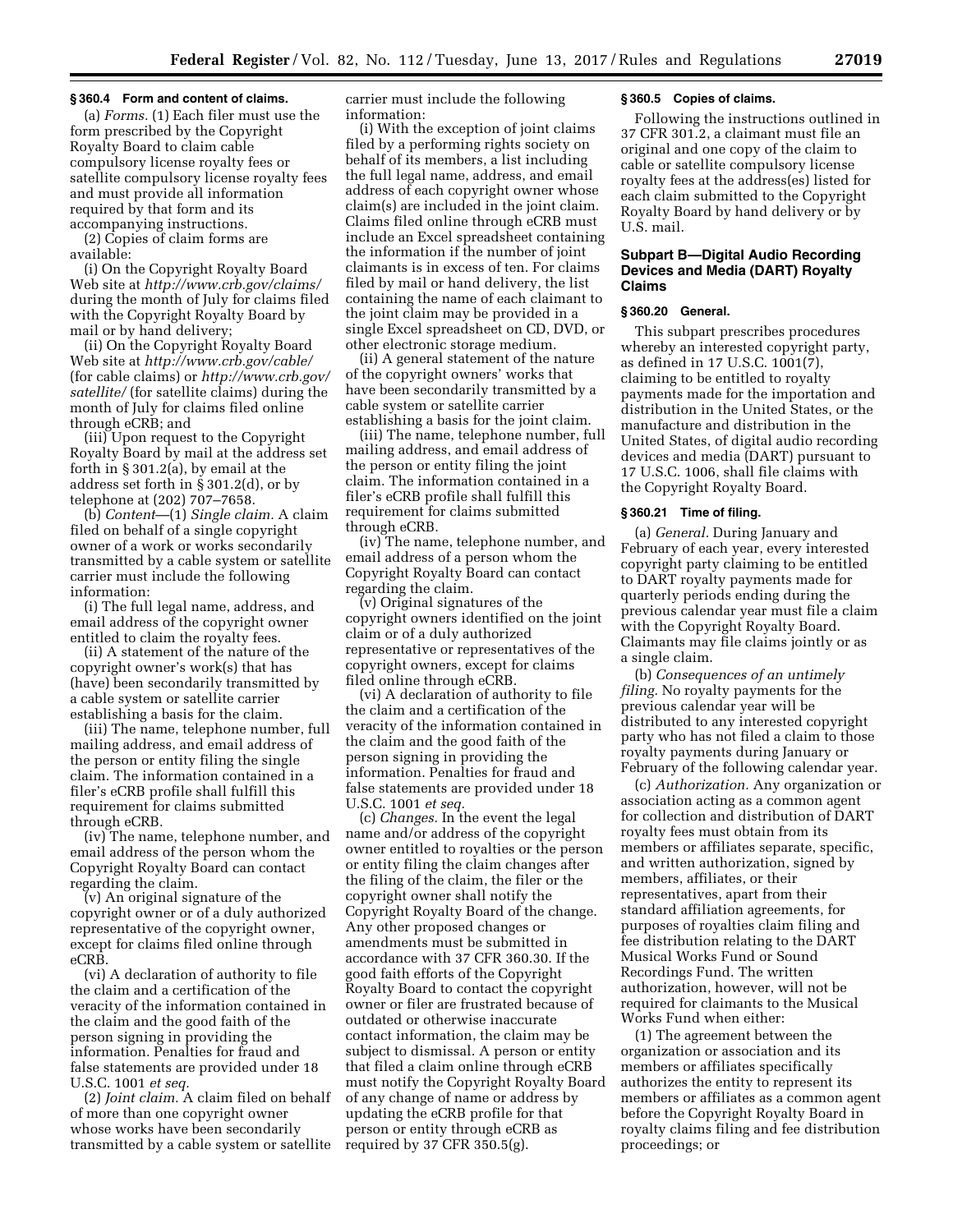### § 360.4 Form and content of claims.

(a) *Forms.* (1) Each filer must use the form prescribed by the Copyright Royalty Board to claim cable compulsory license royalty fees or satellite compulsory license royalty fees and must provide all information required by that form and its accompanying instructions.

(2) Copies of claim forms are available:

(i) On the Copyright Royalty Board Web site at *http://www.crb.gov/claims/* during the month of July for claims filed with the Copyright Royalty Board by mail or by hand delivery;

(ii) On the Copyright Royalty Board Web site at *http://www.crb.gov/cable/* (for cable claims) or *http://www.crb.gov/satellite/* (for satellite claims) during the month of July for claims filed online through eCRB; and

(iii) Upon request to the Copyright Royalty Board by mail at the address set forth in § 301.2(a), by email at the address set forth in § 301.2(d), or by telephone at (202) 707–7658.

(b) *Content*—(1) *Single claim.* A claim filed on behalf of a single copyright owner of a work or works secondarily transmitted by a cable system or satellite carrier must include the following information:

(i) The full legal name, address, and email address of the copyright owner entitled to claim the royalty fees.

(ii) A statement of the nature of the copyright owner's work(s) that has (have) been secondarily transmitted by a cable system or satellite carrier establishing a basis for the claim.

(iii) The name, telephone number, full mailing address, and email address of the person or entity filing the single claim. The information contained in a filer's eCRB profile shall fulfill this requirement for claims submitted through eCRB.

(iv) The name, telephone number, and email address of the person whom the Copyright Royalty Board can contact regarding the claim.

(v) An original signature of the copyright owner or of a duly authorized representative of the copyright owner, except for claims filed online through eCRB.

(vi) A declaration of authority to file the claim and a certification of the veracity of the information contained in the claim and the good faith of the person signing in providing the information. Penalties for fraud and false statements are provided under 18 U.S.C. 1001 *et seq.*

(2) *Joint claim.* A claim filed on behalf of more than one copyright owner whose works have been secondarily transmitted by a cable system or satellite carrier must include the following information:

(i) With the exception of joint claims filed by a performing rights society on behalf of its members, a list including the full legal name, address, and email address of each copyright owner whose claim(s) are included in the joint claim. Claims filed online through eCRB must include an Excel spreadsheet containing the information if the number of joint claimants is in excess of ten. For claims filed by mail or hand delivery, the list containing the name of each claimant to the joint claim may be provided in a single Excel spreadsheet on CD, DVD, or other electronic storage medium.

(ii) A general statement of the nature of the copyright owners' works that have been secondarily transmitted by a cable system or satellite carrier establishing a basis for the joint claim.

(iii) The name, telephone number, full mailing address, and email address of the person or entity filing the joint claim. The information contained in a filer's eCRB profile shall fulfill this requirement for claims submitted through eCRB.

(iv) The name, telephone number, and email address of a person whom the Copyright Royalty Board can contact regarding the claim.

(v) Original signatures of the copyright owners identified on the joint claim or of a duly authorized representative or representatives of the copyright owners, except for claims filed online through eCRB.

(vi) A declaration of authority to file the claim and a certification of the veracity of the information contained in the claim and the good faith of the person signing in providing the information. Penalties for fraud and false statements are provided under 18 U.S.C. 1001 *et seq.*

(c) *Changes.* In the event the legal name and/or address of the copyright owner entitled to royalties or the person or entity filing the claim changes after the filing of the claim, the filer or the copyright owner shall notify the Copyright Royalty Board of the change. Any other proposed changes or amendments must be submitted in accordance with 37 CFR 360.30. If the good faith efforts of the Copyright Royalty Board to contact the copyright owner or filer are frustrated because of outdated or otherwise inaccurate contact information, the claim may be subject to dismissal. A person or entity that filed a claim online through eCRB must notify the Copyright Royalty Board of any change of name or address by updating the eCRB profile for that person or entity through eCRB as required by 37 CFR 350.5(g).

### § 360.5 Copies of claims.

Following the instructions outlined in 37 CFR 301.2, a claimant must file an original and one copy of the claim to cable or satellite compulsory license royalty fees at the address(es) listed for each claim submitted to the Copyright Royalty Board by hand delivery or by U.S. mail.

## Subpart B—Digital Audio Recording Devices and Media (DART) Royalty Claims

### § 360.20 General.

This subpart prescribes procedures whereby an interested copyright party, as defined in 17 U.S.C. 1001(7), claiming to be entitled to royalty payments made for the importation and distribution in the United States, or the manufacture and distribution in the United States, of digital audio recording devices and media (DART) pursuant to 17 U.S.C. 1006, shall file claims with the Copyright Royalty Board.

### § 360.21 Time of filing.

(a) *General.* During January and February of each year, every interested copyright party claiming to be entitled to DART royalty payments made for quarterly periods ending during the previous calendar year must file a claim with the Copyright Royalty Board. Claimants may file claims jointly or as a single claim.

(b) *Consequences of an untimely filing.* No royalty payments for the previous calendar year will be distributed to any interested copyright party who has not filed a claim to those royalty payments during January or February of the following calendar year.

(c) *Authorization.* Any organization or association acting as a common agent for collection and distribution of DART royalty fees must obtain from its members or affiliates separate, specific, and written authorization, signed by members, affiliates, or their representatives, apart from their standard affiliation agreements, for purposes of royalties claim filing and fee distribution relating to the DART Musical Works Fund or Sound Recordings Fund. The written authorization, however, will not be required for claimants to the Musical Works Fund when either:

(1) The agreement between the organization or association and its members or affiliates specifically authorizes the entity to represent its members or affiliates as a common agent before the Copyright Royalty Board in royalty claims filing and fee distribution proceedings; or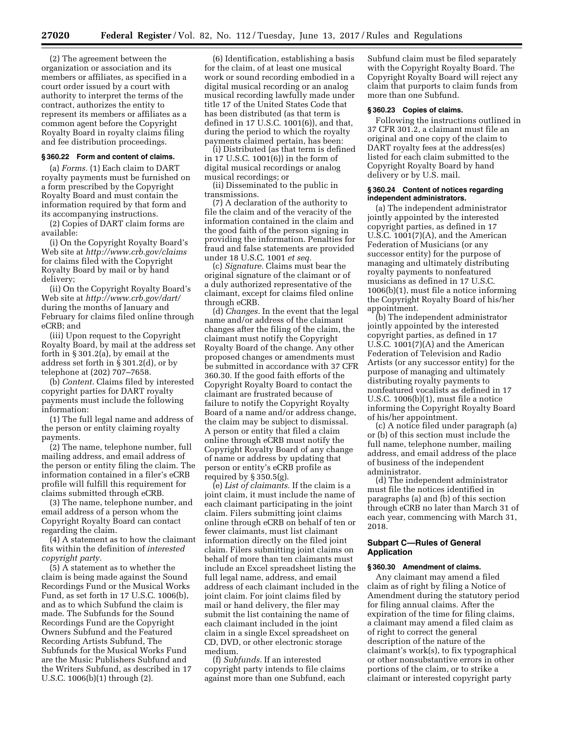(2) The agreement between the organization or association and its members or affiliates, as specified in a court order issued by a court with authority to interpret the terms of the contract, authorizes the entity to represent its members or affiliates as a common agent before the Copyright Royalty Board in royalty claims filing and fee distribution proceedings.

### § 360.22 Form and content of claims.

(a) *Forms.* (1) Each claim to DART royalty payments must be furnished on a form prescribed by the Copyright Royalty Board and must contain the information required by that form and its accompanying instructions.

(2) Copies of DART claim forms are available:

(i) On the Copyright Royalty Board's Web site at *http://www.crb.gov/claims* for claims filed with the Copyright Royalty Board by mail or by hand delivery;

(ii) On the Copyright Royalty Board's Web site at *http://www.crb.gov/dart/* during the months of January and February for claims filed online through eCRB; and

(iii) Upon request to the Copyright Royalty Board, by mail at the address set forth in § 301.2(a), by email at the address set forth in § 301.2(d), or by telephone at (202) 707–7658.

(b) *Content.* Claims filed by interested copyright parties for DART royalty payments must include the following information:

(1) The full legal name and address of the person or entity claiming royalty payments.

(2) The name, telephone number, full mailing address, and email address of the person or entity filing the claim. The information contained in a filer's eCRB profile will fulfill this requirement for claims submitted through eCRB.

(3) The name, telephone number, and email address of a person whom the Copyright Royalty Board can contact regarding the claim.

(4) A statement as to how the claimant fits within the definition of *interested copyright party.*

(5) A statement as to whether the claim is being made against the Sound Recordings Fund or the Musical Works Fund, as set forth in 17 U.S.C. 1006(b), and as to which Subfund the claim is made. The Subfunds for the Sound Recordings Fund are the Copyright Owners Subfund and the Featured Recording Artists Subfund, The Subfunds for the Musical Works Fund are the Music Publishers Subfund and the Writers Subfund, as described in 17 U.S.C. 1006(b)(1) through (2).

(6) Identification, establishing a basis for the claim, of at least one musical work or sound recording embodied in a digital musical recording or an analog musical recording lawfully made under title 17 of the United States Code that has been distributed (as that term is defined in 17 U.S.C. 1001(6)), and that, during the period to which the royalty payments claimed pertain, has been:

(i) Distributed (as that term is defined in 17 U.S.C. 1001(6)) in the form of digital musical recordings or analog musical recordings; or

(ii) Disseminated to the public in transmissions.

(7) A declaration of the authority to file the claim and of the veracity of the information contained in the claim and the good faith of the person signing in providing the information. Penalties for fraud and false statements are provided under 18 U.S.C. 1001 *et seq.*

(c) *Signature.* Claims must bear the original signature of the claimant or of a duly authorized representative of the claimant, except for claims filed online through eCRB.

(d) *Changes.* In the event that the legal name and/or address of the claimant changes after the filing of the claim, the claimant must notify the Copyright Royalty Board of the change. Any other proposed changes or amendments must be submitted in accordance with 37 CFR 360.30. If the good faith efforts of the Copyright Royalty Board to contact the claimant are frustrated because of failure to notify the Copyright Royalty Board of a name and/or address change, the claim may be subject to dismissal. A person or entity that filed a claim online through eCRB must notify the Copyright Royalty Board of any change of name or address by updating that person or entity's eCRB profile as required by § 350.5(g).

(e) *List of claimants.* If the claim is a joint claim, it must include the name of each claimant participating in the joint claim. Filers submitting joint claims online through eCRB on behalf of ten or fewer claimants, must list claimant information directly on the filed joint claim. Filers submitting joint claims on behalf of more than ten claimants must include an Excel spreadsheet listing the full legal name, address, and email address of each claimant included in the joint claim. For joint claims filed by mail or hand delivery, the filer may submit the list containing the name of each claimant included in the joint claim in a single Excel spreadsheet on CD, DVD, or other electronic storage medium.

(f) *Subfunds.* If an interested copyright party intends to file claims against more than one Subfund, each Subfund claim must be filed separately with the Copyright Royalty Board. The Copyright Royalty Board will reject any claim that purports to claim funds from more than one Subfund.

### § 360.23 Copies of claims.

Following the instructions outlined in 37 CFR 301.2, a claimant must file an original and one copy of the claim to DART royalty fees at the address(es) listed for each claim submitted to the Copyright Royalty Board by hand delivery or by U.S. mail.

### § 360.24 Content of notices regarding independent administrators.

(a) The independent administrator jointly appointed by the interested copyright parties, as defined in 17 U.S.C. 1001(7)(A), and the American Federation of Musicians (or any successor entity) for the purpose of managing and ultimately distributing royalty payments to nonfeatured musicians as defined in 17 U.S.C. 1006(b)(1), must file a notice informing the Copyright Royalty Board of his/her appointment.

(b) The independent administrator jointly appointed by the interested copyright parties, as defined in 17 U.S.C. 1001(7)(A) and the American Federation of Television and Radio Artists (or any successor entity) for the purpose of managing and ultimately distributing royalty payments to nonfeatured vocalists as defined in 17 U.S.C. 1006(b)(1), must file a notice informing the Copyright Royalty Board of his/her appointment.

(c) A notice filed under paragraph (a) or (b) of this section must include the full name, telephone number, mailing address, and email address of the place of business of the independent administrator.

(d) The independent administrator must file the notices identified in paragraphs (a) and (b) of this section through eCRB no later than March 31 of each year, commencing with March 31, 2018.

## Subpart C—Rules of General Application

### § 360.30 Amendment of claims.

Any claimant may amend a filed claim as of right by filing a Notice of Amendment during the statutory period for filing annual claims. After the expiration of the time for filing claims, a claimant may amend a filed claim as of right to correct the general description of the nature of the claimant's work(s), to fix typographical or other nonsubstantive errors in other portions of the claim, or to strike a claimant or interested copyright party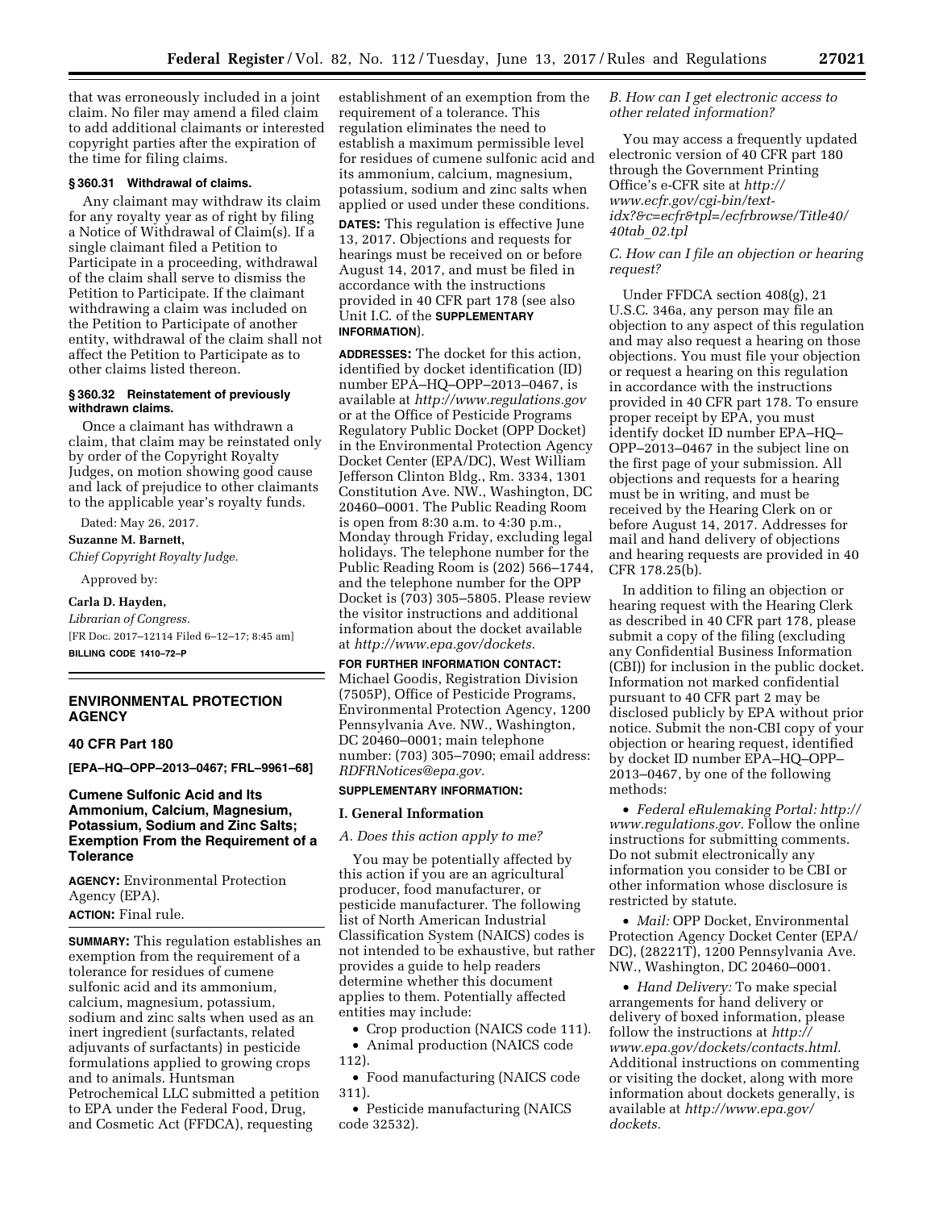that was erroneously included in a joint claim. No filer may amend a filed claim to add additional claimants or interested copyright parties after the expiration of the time for filing claims.

### § 360.31 Withdrawal of claims.

Any claimant may withdraw its claim for any royalty year as of right by filing a Notice of Withdrawal of Claim(s). If a single claimant filed a Petition to Participate in a proceeding, withdrawal of the claim shall serve to dismiss the Petition to Participate. If the claimant withdrawing a claim was included on the Petition to Participate of another entity, withdrawal of the claim shall not affect the Petition to Participate as to other claims listed thereon.

### § 360.32 Reinstatement of previously withdrawn claims.

Once a claimant has withdrawn a claim, that claim may be reinstated only by order of the Copyright Royalty Judges, on motion showing good cause and lack of prejudice to other claimants to the applicable year's royalty funds.

Dated: May 26, 2017.

**Suzanne M. Barnett,**

*Chief Copyright Royalty Judge.*

Approved by:

**Carla D. Hayden,**

*Librarian of Congress.*

[FR Doc. 2017–12114 Filed 6–12–17; 8:45 am]

**BILLING CODE 1410–72–P**

## ENVIRONMENTAL PROTECTION AGENCY

### 40 CFR Part 180

**[EPA–HQ–OPP–2013–0467; FRL–9961–68]**

### Cumene Sulfonic Acid and Its Ammonium, Calcium, Magnesium, Potassium, Sodium and Zinc Salts; Exemption From the Requirement of a Tolerance

**AGENCY:** Environmental Protection Agency (EPA).

**ACTION:** Final rule.

**SUMMARY:** This regulation establishes an exemption from the requirement of a tolerance for residues of cumene sulfonic acid and its ammonium, calcium, magnesium, potassium, sodium and zinc salts when used as an inert ingredient (surfactants, related adjuvants of surfactants) in pesticide formulations applied to growing crops and to animals. Huntsman Petrochemical LLC submitted a petition to EPA under the Federal Food, Drug, and Cosmetic Act (FFDCA), requesting establishment of an exemption from the requirement of a tolerance. This regulation eliminates the need to establish a maximum permissible level for residues of cumene sulfonic acid and its ammonium, calcium, magnesium, potassium, sodium and zinc salts when applied or used under these conditions.

**DATES:** This regulation is effective June 13, 2017. Objections and requests for hearings must be received on or before August 14, 2017, and must be filed in accordance with the instructions provided in 40 CFR part 178 (see also Unit I.C. of the **SUPPLEMENTARY INFORMATION**).

**ADDRESSES:** The docket for this action, identified by docket identification (ID) number EPA–HQ–OPP–2013–0467, is available at *http://www.regulations.gov* or at the Office of Pesticide Programs Regulatory Public Docket (OPP Docket) in the Environmental Protection Agency Docket Center (EPA/DC), West William Jefferson Clinton Bldg., Rm. 3334, 1301 Constitution Ave. NW., Washington, DC 20460–0001. The Public Reading Room is open from 8:30 a.m. to 4:30 p.m., Monday through Friday, excluding legal holidays. The telephone number for the Public Reading Room is (202) 566–1744, and the telephone number for the OPP Docket is (703) 305–5805. Please review the visitor instructions and additional information about the docket available at *http://www.epa.gov/dockets.*

**FOR FURTHER INFORMATION CONTACT:** Michael Goodis, Registration Division (7505P), Office of Pesticide Programs, Environmental Protection Agency, 1200 Pennsylvania Ave. NW., Washington, DC 20460–0001; main telephone number: (703) 305–7090; email address: *RDFRNotices@epa.gov.*

**SUPPLEMENTARY INFORMATION:**

## I. General Information

### *A. Does this action apply to me?*

You may be potentially affected by this action if you are an agricultural producer, food manufacturer, or pesticide manufacturer. The following list of North American Industrial Classification System (NAICS) codes is not intended to be exhaustive, but rather provides a guide to help readers determine whether this document applies to them. Potentially affected entities may include:

- Crop production (NAICS code 111).
- Animal production (NAICS code 112).
- Food manufacturing (NAICS code 311).
- Pesticide manufacturing (NAICS code 32532).

### *B. How can I get electronic access to other related information?*

You may access a frequently updated electronic version of 40 CFR part 180 through the Government Printing Office's e-CFR site at *http://www.ecfr.gov/cgi-bin/text-idx?&c=ecfr&tpl=/ecfrbrowse/Title40/40tab_02.tpl*

### *C. How can I file an objection or hearing request?*

Under FFDCA section 408(g), 21 U.S.C. 346a, any person may file an objection to any aspect of this regulation and may also request a hearing on those objections. You must file your objection or request a hearing on this regulation in accordance with the instructions provided in 40 CFR part 178. To ensure proper receipt by EPA, you must identify docket ID number EPA–HQ–OPP–2013–0467 in the subject line on the first page of your submission. All objections and requests for a hearing must be in writing, and must be received by the Hearing Clerk on or before August 14, 2017. Addresses for mail and hand delivery of objections and hearing requests are provided in 40 CFR 178.25(b).

In addition to filing an objection or hearing request with the Hearing Clerk as described in 40 CFR part 178, please submit a copy of the filing (excluding any Confidential Business Information (CBI)) for inclusion in the public docket. Information not marked confidential pursuant to 40 CFR part 2 may be disclosed publicly by EPA without prior notice. Submit the non-CBI copy of your objection or hearing request, identified by docket ID number EPA–HQ–OPP–2013–0467, by one of the following methods:

- *Federal eRulemaking Portal: http://www.regulations.gov.* Follow the online instructions for submitting comments. Do not submit electronically any information you consider to be CBI or other information whose disclosure is restricted by statute.
- *Mail:* OPP Docket, Environmental Protection Agency Docket Center (EPA/DC), (28221T), 1200 Pennsylvania Ave. NW., Washington, DC 20460–0001.
- *Hand Delivery:* To make special arrangements for hand delivery or delivery of boxed information, please follow the instructions at *http://www.epa.gov/dockets/contacts.html.* Additional instructions on commenting or visiting the docket, along with more information about dockets generally, is available at *http://www.epa.gov/dockets.*